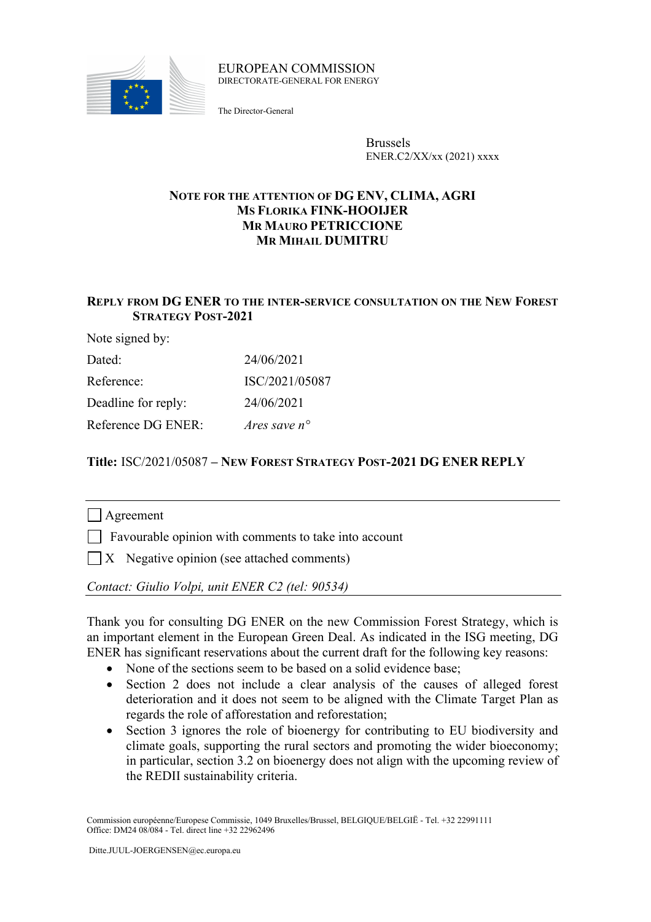EUROPEAN COMMISSION
DIRECTORATE-GENERAL FOR ENERGY

The Director-General

Brussels
ENER.C2/XX/xx (2021) xxxx

**NOTE FOR THE ATTENTION OF DG ENV, CLIMA, AGRI**
**MS FLORIKA FINK-HOOIJER**
**MR MAURO PETRICCIONE**
**MR MIHAIL DUMITRU**

**REPLY FROM DG ENER TO THE INTER-SERVICE CONSULTATION ON THE NEW FOREST STRATEGY POST-2021**

| | |
|---|---|
| Note signed by: | |
| Dated: | 24/06/2021 |
| Reference: | ISC/2021/05087 |
| Deadline for reply: | 24/06/2021 |
| Reference DG ENER: | *Ares save n°* |

**Title:** ISC/2021/05087 – **NEW FOREST STRATEGY POST-2021 DG ENER REPLY**

☐ Agreement

☐ Favourable opinion with comments to take into account

☐ X Negative opinion (see attached comments)

*Contact: Giulio Volpi, unit ENER C2 (tel: 90534)*

Thank you for consulting DG ENER on the new Commission Forest Strategy, which is an important element in the European Green Deal. As indicated in the ISG meeting, DG ENER has significant reservations about the current draft for the following key reasons:

- None of the sections seem to be based on a solid evidence base;
- Section 2 does not include a clear analysis of the causes of alleged forest deterioration and it does not seem to be aligned with the Climate Target Plan as regards the role of afforestation and reforestation;
- Section 3 ignores the role of bioenergy for contributing to EU biodiversity and climate goals, supporting the rural sectors and promoting the wider bioeconomy; in particular, section 3.2 on bioenergy does not align with the upcoming review of the REDII sustainability criteria.

Commission européenne/Europese Commissie, 1049 Bruxelles/Brussel, BELGIQUE/BELGIË - Tel. +32 22991111
Office: DM24 08/084 - Tel. direct line +32 22962496

Ditte.JUUL-JOERGENSEN@ec.europa.eu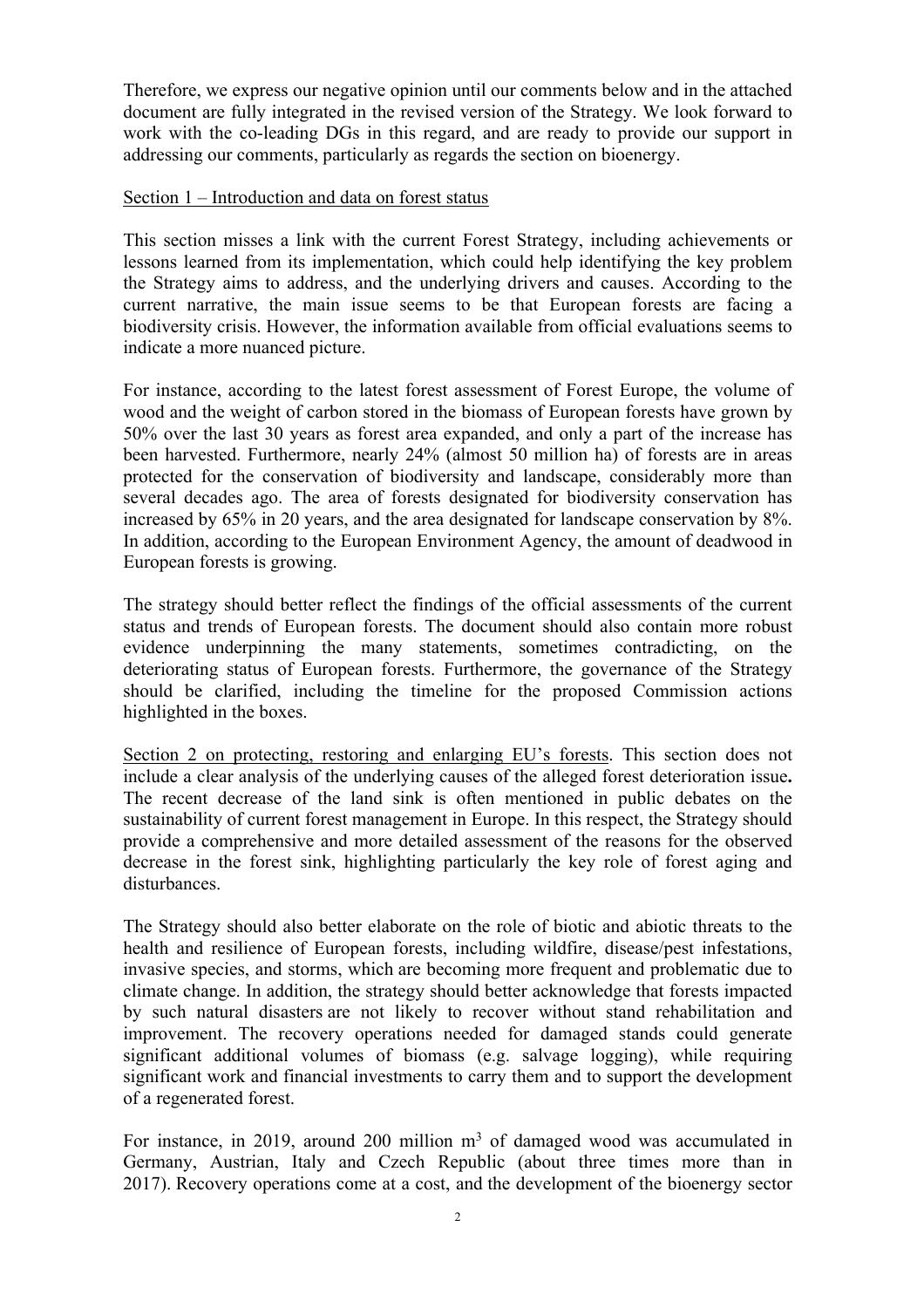Therefore, we express our negative opinion until our comments below and in the attached document are fully integrated in the revised version of the Strategy. We look forward to work with the co-leading DGs in this regard, and are ready to provide our support in addressing our comments, particularly as regards the section on bioenergy.

Section 1 – Introduction and data on forest status

This section misses a link with the current Forest Strategy, including achievements or lessons learned from its implementation, which could help identifying the key problem the Strategy aims to address, and the underlying drivers and causes. According to the current narrative, the main issue seems to be that European forests are facing a biodiversity crisis. However, the information available from official evaluations seems to indicate a more nuanced picture.

For instance, according to the latest forest assessment of Forest Europe, the volume of wood and the weight of carbon stored in the biomass of European forests have grown by 50% over the last 30 years as forest area expanded, and only a part of the increase has been harvested. Furthermore, nearly 24% (almost 50 million ha) of forests are in areas protected for the conservation of biodiversity and landscape, considerably more than several decades ago. The area of forests designated for biodiversity conservation has increased by 65% in 20 years, and the area designated for landscape conservation by 8%. In addition, according to the European Environment Agency, the amount of deadwood in European forests is growing.

The strategy should better reflect the findings of the official assessments of the current status and trends of European forests. The document should also contain more robust evidence underpinning the many statements, sometimes contradicting, on the deteriorating status of European forests. Furthermore, the governance of the Strategy should be clarified, including the timeline for the proposed Commission actions highlighted in the boxes.

Section 2 on protecting, restoring and enlarging EU's forests. This section does not include a clear analysis of the underlying causes of the alleged forest deterioration issue**.** The recent decrease of the land sink is often mentioned in public debates on the sustainability of current forest management in Europe. In this respect, the Strategy should provide a comprehensive and more detailed assessment of the reasons for the observed decrease in the forest sink, highlighting particularly the key role of forest aging and disturbances.

The Strategy should also better elaborate on the role of biotic and abiotic threats to the health and resilience of European forests, including wildfire, disease/pest infestations, invasive species, and storms, which are becoming more frequent and problematic due to climate change. In addition, the strategy should better acknowledge that forests impacted by such natural disasters are not likely to recover without stand rehabilitation and improvement. The recovery operations needed for damaged stands could generate significant additional volumes of biomass (e.g. salvage logging), while requiring significant work and financial investments to carry them and to support the development of a regenerated forest.

For instance, in 2019, around 200 million $m^3$ of damaged wood was accumulated in Germany, Austrian, Italy and Czech Republic (about three times more than in 2017). Recovery operations come at a cost, and the development of the bioenergy sector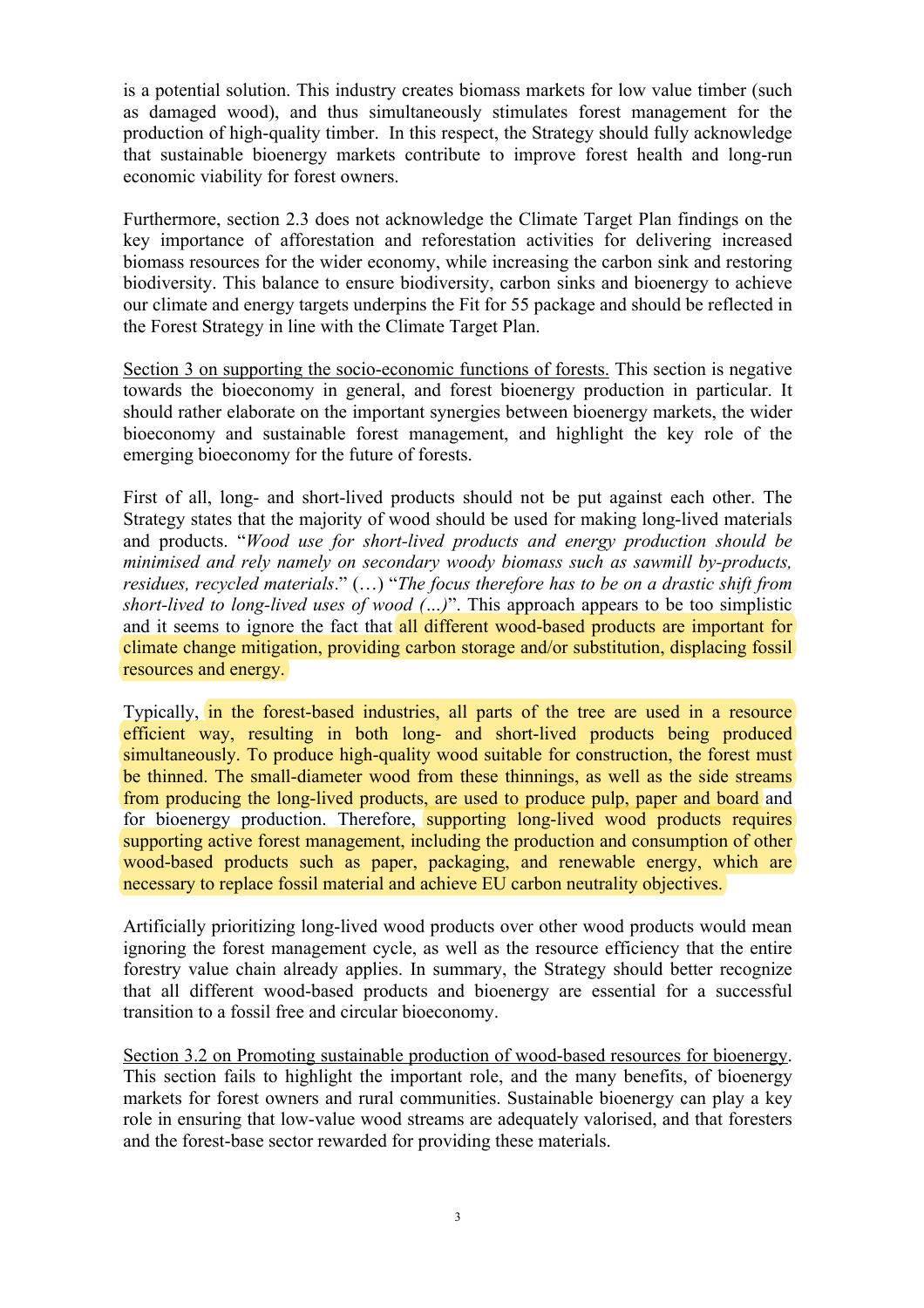is a potential solution. This industry creates biomass markets for low value timber (such as damaged wood), and thus simultaneously stimulates forest management for the production of high-quality timber. In this respect, the Strategy should fully acknowledge that sustainable bioenergy markets contribute to improve forest health and long-run economic viability for forest owners.

Furthermore, section 2.3 does not acknowledge the Climate Target Plan findings on the key importance of afforestation and reforestation activities for delivering increased biomass resources for the wider economy, while increasing the carbon sink and restoring biodiversity. This balance to ensure biodiversity, carbon sinks and bioenergy to achieve our climate and energy targets underpins the Fit for 55 package and should be reflected in the Forest Strategy in line with the Climate Target Plan.

<u>Section 3 on supporting the socio-economic functions of forests.</u> This section is negative towards the bioeconomy in general, and forest bioenergy production in particular. It should rather elaborate on the important synergies between bioenergy markets, the wider bioeconomy and sustainable forest management, and highlight the key role of the emerging bioeconomy for the future of forests.

First of all, long- and short-lived products should not be put against each other. The Strategy states that the majority of wood should be used for making long-lived materials and products. "*Wood use for short-lived products and energy production should be minimised and rely namely on secondary woody biomass such as sawmill by-products, residues, recycled materials*." (…) "*The focus therefore has to be on a drastic shift from short-lived to long-lived uses of wood (…)*". This approach appears to be too simplistic and it seems to ignore the fact that all different wood-based products are important for climate change mitigation, providing carbon storage and/or substitution, displacing fossil resources and energy.

Typically, in the forest-based industries, all parts of the tree are used in a resource efficient way, resulting in both long- and short-lived products being produced simultaneously. To produce high-quality wood suitable for construction, the forest must be thinned. The small-diameter wood from these thinnings, as well as the side streams from producing the long-lived products, are used to produce pulp, paper and board and for bioenergy production. Therefore, supporting long-lived wood products requires supporting active forest management, including the production and consumption of other wood-based products such as paper, packaging, and renewable energy, which are necessary to replace fossil material and achieve EU carbon neutrality objectives.

Artificially prioritizing long-lived wood products over other wood products would mean ignoring the forest management cycle, as well as the resource efficiency that the entire forestry value chain already applies. In summary, the Strategy should better recognize that all different wood-based products and bioenergy are essential for a successful transition to a fossil free and circular bioeconomy.

<u>Section 3.2 on Promoting sustainable production of wood-based resources for bioenergy</u>. This section fails to highlight the important role, and the many benefits, of bioenergy markets for forest owners and rural communities. Sustainable bioenergy can play a key role in ensuring that low-value wood streams are adequately valorised, and that foresters and the forest-base sector rewarded for providing these materials.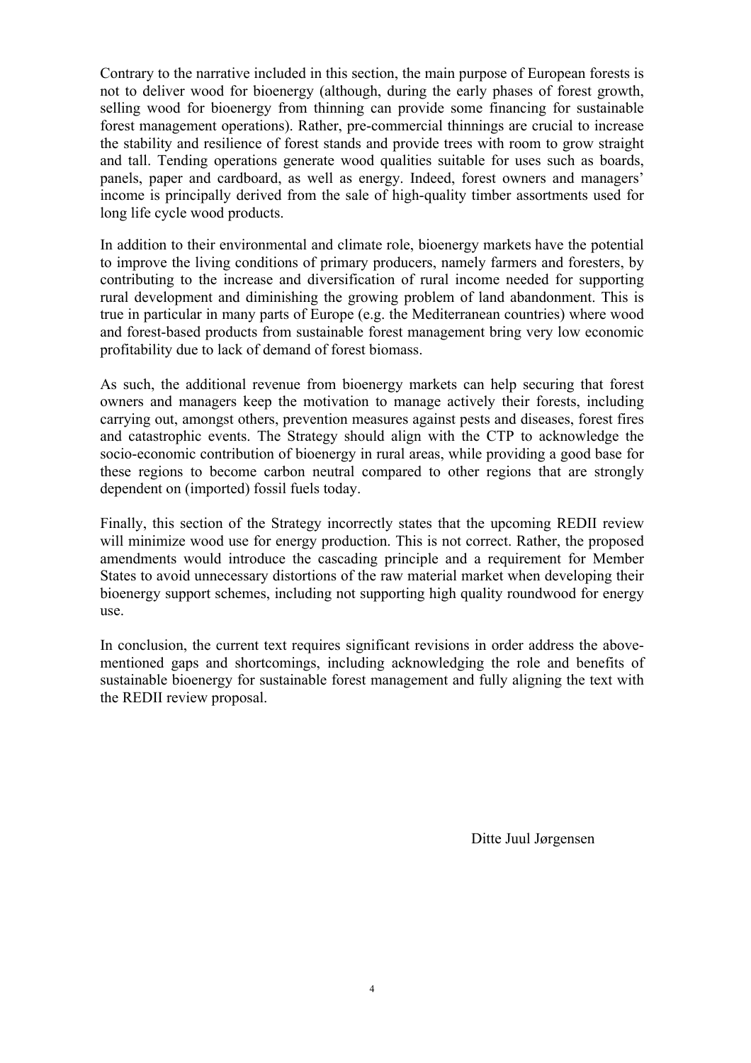Contrary to the narrative included in this section, the main purpose of European forests is not to deliver wood for bioenergy (although, during the early phases of forest growth, selling wood for bioenergy from thinning can provide some financing for sustainable forest management operations). Rather, pre-commercial thinnings are crucial to increase the stability and resilience of forest stands and provide trees with room to grow straight and tall. Tending operations generate wood qualities suitable for uses such as boards, panels, paper and cardboard, as well as energy. Indeed, forest owners and managers' income is principally derived from the sale of high-quality timber assortments used for long life cycle wood products.

In addition to their environmental and climate role, bioenergy markets have the potential to improve the living conditions of primary producers, namely farmers and foresters, by contributing to the increase and diversification of rural income needed for supporting rural development and diminishing the growing problem of land abandonment. This is true in particular in many parts of Europe (e.g. the Mediterranean countries) where wood and forest-based products from sustainable forest management bring very low economic profitability due to lack of demand of forest biomass.

As such, the additional revenue from bioenergy markets can help securing that forest owners and managers keep the motivation to manage actively their forests, including carrying out, amongst others, prevention measures against pests and diseases, forest fires and catastrophic events. The Strategy should align with the CTP to acknowledge the socio-economic contribution of bioenergy in rural areas, while providing a good base for these regions to become carbon neutral compared to other regions that are strongly dependent on (imported) fossil fuels today.

Finally, this section of the Strategy incorrectly states that the upcoming REDII review will minimize wood use for energy production. This is not correct. Rather, the proposed amendments would introduce the cascading principle and a requirement for Member States to avoid unnecessary distortions of the raw material market when developing their bioenergy support schemes, including not supporting high quality roundwood for energy use.

In conclusion, the current text requires significant revisions in order address the above-mentioned gaps and shortcomings, including acknowledging the role and benefits of sustainable bioenergy for sustainable forest management and fully aligning the text with the REDII review proposal.

Ditte Juul Jørgensen